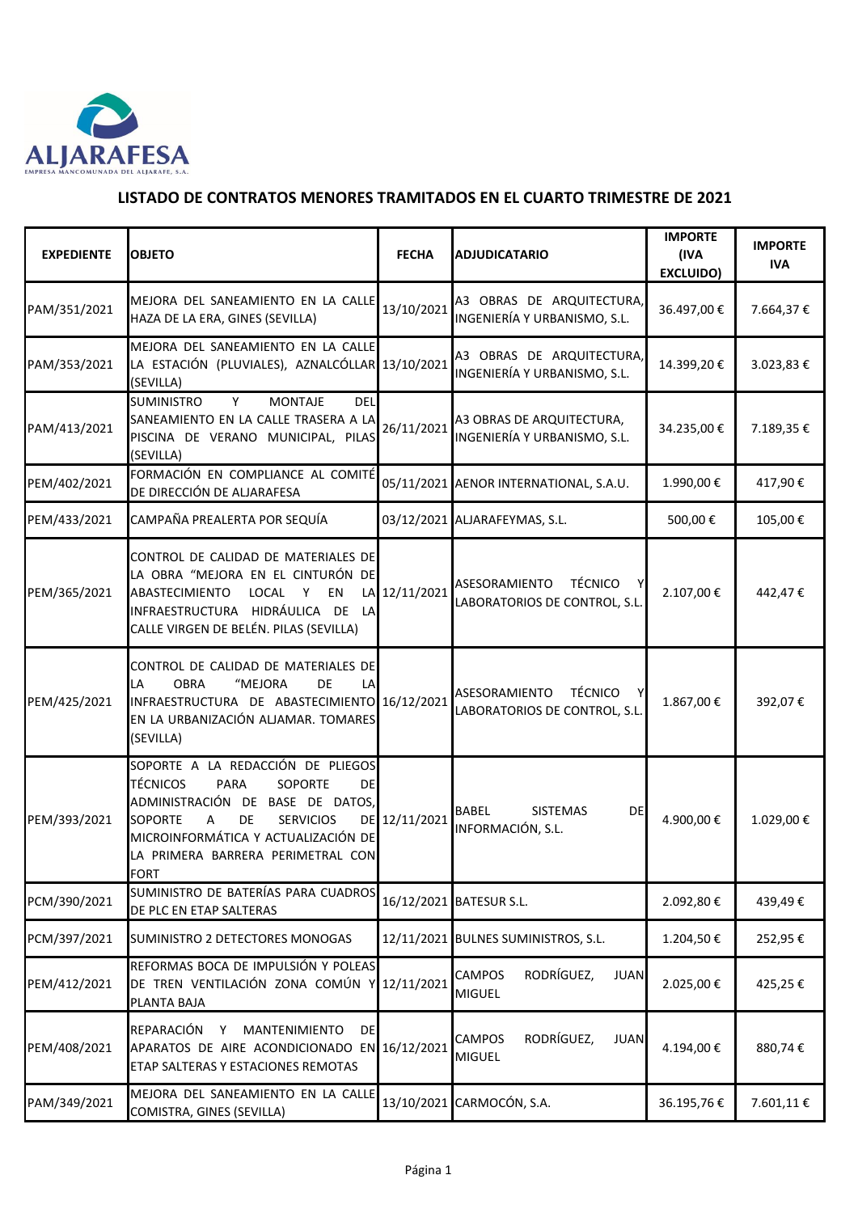ALJARAFESA

EMPRESA MANCOMUNADA DEL ALJARAFE, S.A.

## LISTADO DE CONTRATOS MENORES TRAMITADOS EN EL CUARTO TRIMESTRE DE 2021

| EXPEDIENTE | OBJETO | FECHA | ADJUDICATARIO | IMPORTE (IVA EXCLUIDO) | IMPORTE IVA |
|---|---|---|---|---|---|
| PAM/351/2021 | MEJORA DEL SANEAMIENTO EN LA CALLE HAZA DE LA ERA, GINES (SEVILLA) | 13/10/2021 | A3 OBRAS DE ARQUITECTURA, INGENIERÍA Y URBANISMO, S.L. | 36.497,00 € | 7.664,37 € |
| PAM/353/2021 | MEJORA DEL SANEAMIENTO EN LA CALLE LA ESTACIÓN (PLUVIALES), AZNALCÓLLAR (SEVILLA) | 13/10/2021 | A3 OBRAS DE ARQUITECTURA, INGENIERÍA Y URBANISMO, S.L. | 14.399,20 € | 3.023,83 € |
| PAM/413/2021 | SUMINISTRO Y MONTAJE DEL SANEAMIENTO EN LA CALLE TRASERA A LA PISCINA DE VERANO MUNICIPAL, PILAS (SEVILLA) | 26/11/2021 | A3 OBRAS DE ARQUITECTURA, INGENIERÍA Y URBANISMO, S.L. | 34.235,00 € | 7.189,35 € |
| PEM/402/2021 | FORMACIÓN EN COMPLIANCE AL COMITÉ DE DIRECCIÓN DE ALJARAFESA | 05/11/2021 | AENOR INTERNATIONAL, S.A.U. | 1.990,00 € | 417,90 € |
| PEM/433/2021 | CAMPAÑA PREALERTA POR SEQUÍA | 03/12/2021 | ALJARAFEYMAS, S.L. | 500,00 € | 105,00 € |
| PEM/365/2021 | CONTROL DE CALIDAD DE MATERIALES DE LA OBRA "MEJORA EN EL CINTURÓN DE ABASTECIMIENTO LOCAL Y EN LA INFRAESTRUCTURA HIDRÁULICA DE LA CALLE VIRGEN DE BELÉN. PILAS (SEVILLA) | 12/11/2021 | ASESORAMIENTO TÉCNICO Y LABORATORIOS DE CONTROL, S.L. | 2.107,00 € | 442,47 € |
| PEM/425/2021 | CONTROL DE CALIDAD DE MATERIALES DE LA OBRA "MEJORA DE LA INFRAESTRUCTURA DE ABASTECIMIENTO EN LA URBANIZACIÓN ALJAMAR. TOMARES (SEVILLA) | 16/12/2021 | ASESORAMIENTO TÉCNICO Y LABORATORIOS DE CONTROL, S.L. | 1.867,00 € | 392,07 € |
| PEM/393/2021 | SOPORTE A LA REDACCIÓN DE PLIEGOS TÉCNICOS PARA SOPORTE DE ADMINISTRACIÓN DE BASE DE DATOS, SOPORTE A DE SERVICIOS DE MICROINFORMÁTICA Y ACTUALIZACIÓN DE LA PRIMERA BARRERA PERIMETRAL CON FORT | 12/11/2021 | BABEL SISTEMAS DE INFORMACIÓN, S.L. | 4.900,00 € | 1.029,00 € |
| PCM/390/2021 | SUMINISTRO DE BATERÍAS PARA CUADROS DE PLC EN ETAP SALTERAS | 16/12/2021 | BATESUR S.L. | 2.092,80 € | 439,49 € |
| PCM/397/2021 | SUMINISTRO 2 DETECTORES MONOGAS | 12/11/2021 | BULNES SUMINISTROS, S.L. | 1.204,50 € | 252,95 € |
| PEM/412/2021 | REFORMAS BOCA DE IMPULSIÓN Y POLEAS DE TREN VENTILACIÓN ZONA COMÚN Y PLANTA BAJA | 12/11/2021 | CAMPOS RODRÍGUEZ, JUAN MIGUEL | 2.025,00 € | 425,25 € |
| PEM/408/2021 | REPARACIÓN Y MANTENIMIENTO DE APARATOS DE AIRE ACONDICIONADO EN ETAP SALTERAS Y ESTACIONES REMOTAS | 16/12/2021 | CAMPOS RODRÍGUEZ, JUAN MIGUEL | 4.194,00 € | 880,74 € |
| PAM/349/2021 | MEJORA DEL SANEAMIENTO EN LA CALLE COMISTRA, GINES (SEVILLA) | 13/10/2021 | CARMOCÓN, S.A. | 36.195,76 € | 7.601,11 € |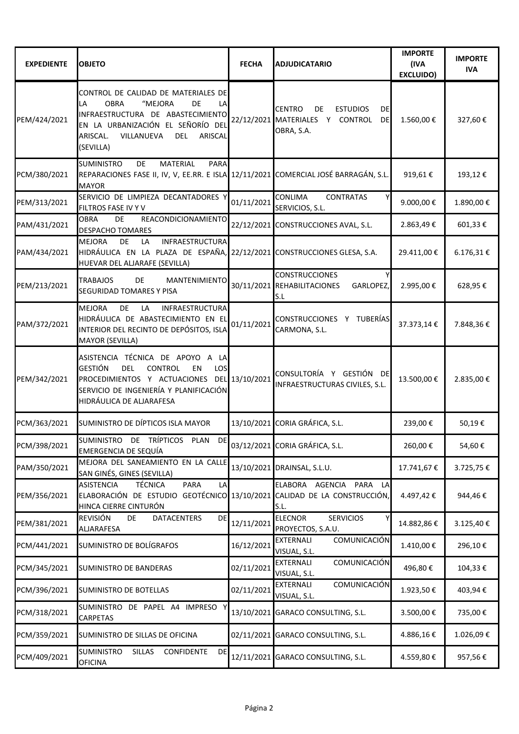| EXPEDIENTE | OBJETO | FECHA | ADJUDICATARIO | IMPORTE (IVA EXCLUIDO) | IMPORTE IVA |
|---|---|---|---|---|---|
| PEM/424/2021 | CONTROL DE CALIDAD DE MATERIALES DE LA OBRA "MEJORA DE LA INFRAESTRUCTURA DE ABASTECIMIENTO EN LA URBANIZACIÓN EL SEÑORÍO DEL ARISCAL. VILLANUEVA DEL ARISCAL (SEVILLA) | 22/12/2021 | CENTRO DE ESTUDIOS DE MATERIALES Y CONTROL DE OBRA, S.A. | 1.560,00 € | 327,60 € |
| PCM/380/2021 | SUMINISTRO DE MATERIAL PARA REPARACIONES FASE II, IV, V, EE.RR. E ISLA MAYOR | 12/11/2021 | COMERCIAL JOSÉ BARRAGÁN, S.L. | 919,61 € | 193,12 € |
| PEM/313/2021 | SERVICIO DE LIMPIEZA DECANTADORES Y FILTROS FASE IV Y V | 01/11/2021 | CONLIMA CONTRATAS Y SERVICIOS, S.L. | 9.000,00 € | 1.890,00 € |
| PAM/431/2021 | OBRA DE REACONDICIONAMIENTO DESPACHO TOMARES | 22/12/2021 | CONSTRUCCIONES AVAL, S.L. | 2.863,49 € | 601,33 € |
| PAM/434/2021 | MEJORA DE LA INFRAESTRUCTURA HIDRÁULICA EN LA PLAZA DE ESPAÑA, HUEVAR DEL ALJARAFE (SEVILLA) | 22/12/2021 | CONSTRUCCIONES GLESA, S.A. | 29.411,00 € | 6.176,31 € |
| PEM/213/2021 | TRABAJOS DE MANTENIMIENTO SEGURIDAD TOMARES Y PISA | 30/11/2021 | CONSTRUCCIONES Y REHABILITACIONES GARLOPEZ, S.L | 2.995,00 € | 628,95 € |
| PAM/372/2021 | MEJORA DE LA INFRAESTRUCTURA HIDRÁULICA DE ABASTECIMIENTO EN EL INTERIOR DEL RECINTO DE DEPÓSITOS, ISLA MAYOR (SEVILLA) | 01/11/2021 | CONSTRUCCIONES Y TUBERÍAS CARMONA, S.L. | 37.373,14 € | 7.848,36 € |
| PEM/342/2021 | ASISTENCIA TÉCNICA DE APOYO A LA GESTIÓN DEL CONTROL EN LOS PROCEDIMIENTOS Y ACTUACIONES DEL SERVICIO DE INGENIERÍA Y PLANIFICACIÓN HIDRÁULICA DE ALJARAFESA | 13/10/2021 | CONSULTORÍA Y GESTIÓN DE INFRAESTRUCTURAS CIVILES, S.L. | 13.500,00 € | 2.835,00 € |
| PCM/363/2021 | SUMINISTRO DE DÍPTICOS ISLA MAYOR | 13/10/2021 | CORIA GRÁFICA, S.L. | 239,00 € | 50,19 € |
| PCM/398/2021 | SUMINISTRO DE TRÍPTICOS PLAN DE EMERGENCIA DE SEQUÍA | 03/12/2021 | CORIA GRÁFICA, S.L. | 260,00 € | 54,60 € |
| PAM/350/2021 | MEJORA DEL SANEAMIENTO EN LA CALLE SAN GINÉS, GINES (SEVILLA) | 13/10/2021 | DRAINSAL, S.L.U. | 17.741,67 € | 3.725,75 € |
| PEM/356/2021 | ASISTENCIA TÉCNICA PARA LA ELABORACIÓN DE ESTUDIO GEOTÉCNICO HINCA CIERRE CINTURÓN | 13/10/2021 | ELABORA AGENCIA PARA LA CALIDAD DE LA CONSTRUCCIÓN, S.L. | 4.497,42 € | 944,46 € |
| PEM/381/2021 | REVISIÓN DE DATACENTERS DE ALJARAFESA | 12/11/2021 | ELECNOR SERVICIOS Y PROYECTOS, S.A.U. | 14.882,86 € | 3.125,40 € |
| PCM/441/2021 | SUMINISTRO DE BOLÍGRAFOS | 16/12/2021 | EXTERNALI COMUNICACIÓN VISUAL, S.L. | 1.410,00 € | 296,10 € |
| PCM/345/2021 | SUMINISTRO DE BANDERAS | 02/11/2021 | EXTERNALI COMUNICACIÓN VISUAL, S.L. | 496,80 € | 104,33 € |
| PCM/396/2021 | SUMINISTRO DE BOTELLAS | 02/11/2021 | EXTERNALI COMUNICACIÓN VISUAL, S.L. | 1.923,50 € | 403,94 € |
| PCM/318/2021 | SUMINISTRO DE PAPEL A4 IMPRESO Y CARPETAS | 13/10/2021 | GARACO CONSULTING, S.L. | 3.500,00 € | 735,00 € |
| PCM/359/2021 | SUMINISTRO DE SILLAS DE OFICINA | 02/11/2021 | GARACO CONSULTING, S.L. | 4.886,16 € | 1.026,09 € |
| PCM/409/2021 | SUMINISTRO SILLAS CONFIDENTE DE OFICINA | 12/11/2021 | GARACO CONSULTING, S.L. | 4.559,80 € | 957,56 € |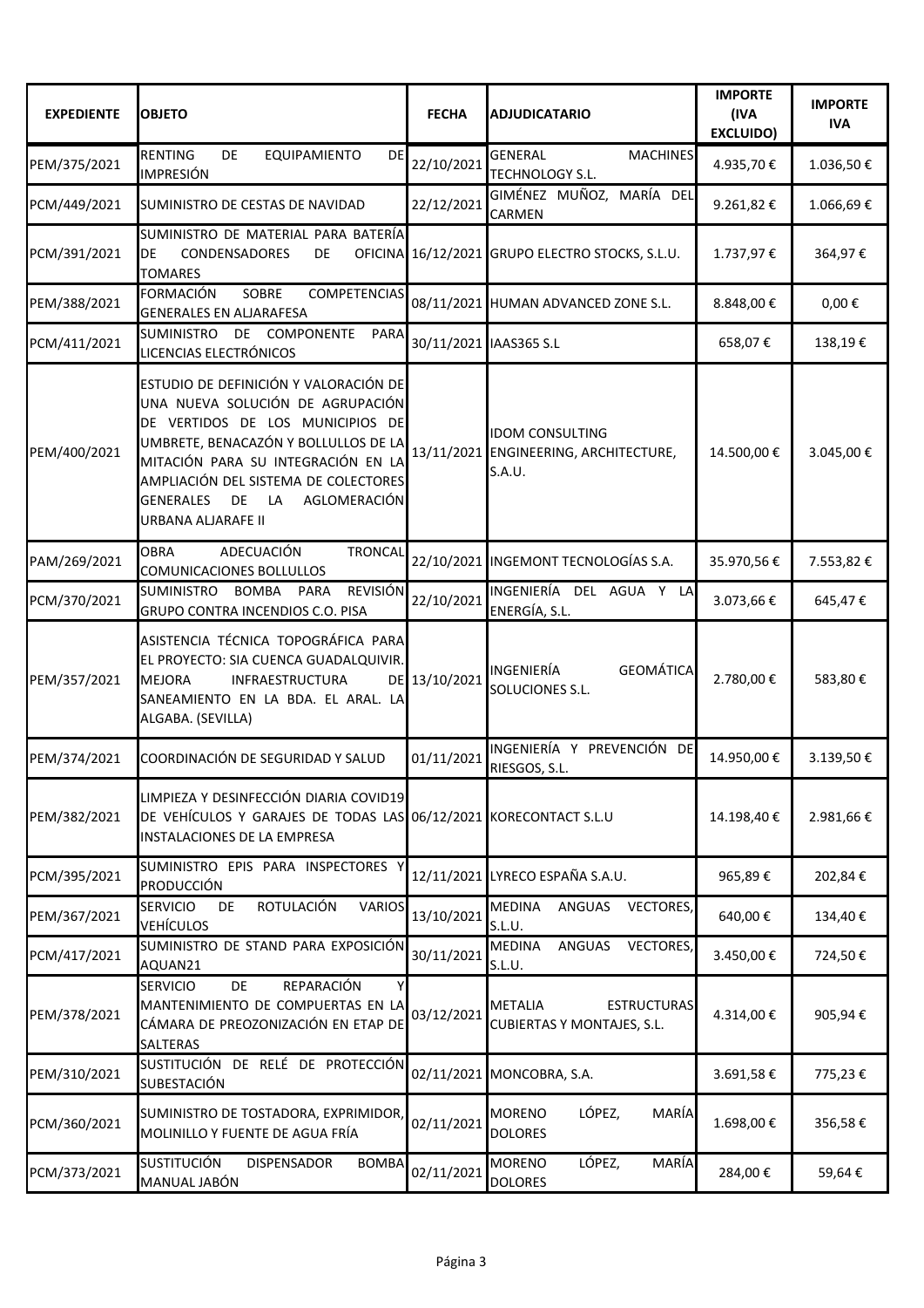| EXPEDIENTE | OBJETO | FECHA | ADJUDICATARIO | IMPORTE (IVA EXCLUIDO) | IMPORTE IVA |
|---|---|---|---|---|---|
| PEM/375/2021 | RENTING DE EQUIPAMIENTO DE IMPRESIÓN | 22/10/2021 | GENERAL MACHINES TECHNOLOGY S.L. | 4.935,70 € | 1.036,50 € |
| PCM/449/2021 | SUMINISTRO DE CESTAS DE NAVIDAD | 22/12/2021 | GIMÉNEZ MUÑOZ, MARÍA DEL CARMEN | 9.261,82 € | 1.066,69 € |
| PCM/391/2021 | SUMINISTRO DE MATERIAL PARA BATERÍA DE CONDENSADORES DE OFICINA TOMARES | 16/12/2021 | GRUPO ELECTRO STOCKS, S.L.U. | 1.737,97 € | 364,97 € |
| PEM/388/2021 | FORMACIÓN SOBRE COMPETENCIAS GENERALES EN ALJARAFESA | 08/11/2021 | HUMAN ADVANCED ZONE S.L. | 8.848,00 € | 0,00 € |
| PCM/411/2021 | SUMINISTRO DE COMPONENTE PARA LICENCIAS ELECTRÓNICOS | 30/11/2021 | IAAS365 S.L | 658,07 € | 138,19 € |
| PEM/400/2021 | ESTUDIO DE DEFINICIÓN Y VALORACIÓN DE UNA NUEVA SOLUCIÓN DE AGRUPACIÓN DE VERTIDOS DE LOS MUNICIPIOS DE UMBRETE, BENACAZÓN Y BOLLULLOS DE LA MITACIÓN PARA SU INTEGRACIÓN EN LA AMPLIACIÓN DEL SISTEMA DE COLECTORES GENERALES DE LA AGLOMERACIÓN URBANA ALJARAFE II | 13/11/2021 | IDOM CONSULTING ENGINEERING, ARCHITECTURE, S.A.U. | 14.500,00 € | 3.045,00 € |
| PAM/269/2021 | OBRA ADECUACIÓN TRONCAL COMUNICACIONES BOLLULLOS | 22/10/2021 | INGEMONT TECNOLOGÍAS S.A. | 35.970,56 € | 7.553,82 € |
| PCM/370/2021 | SUMINISTRO BOMBA PARA REVISIÓN GRUPO CONTRA INCENDIOS C.O. PISA | 22/10/2021 | INGENIERÍA DEL AGUA Y LA ENERGÍA, S.L. | 3.073,66 € | 645,47 € |
| PEM/357/2021 | ASISTENCIA TÉCNICA TOPOGRÁFICA PARA EL PROYECTO: SIA CUENCA GUADALQUIVIR. MEJORA INFRAESTRUCTURA DE SANEAMIENTO EN LA BDA. EL ARAL. LA ALGABA. (SEVILLA) | 13/10/2021 | INGENIERÍA GEOMÁTICA SOLUCIONES S.L. | 2.780,00 € | 583,80 € |
| PEM/374/2021 | COORDINACIÓN DE SEGURIDAD Y SALUD | 01/11/2021 | INGENIERÍA Y PREVENCIÓN DE RIESGOS, S.L. | 14.950,00 € | 3.139,50 € |
| PEM/382/2021 | LIMPIEZA Y DESINFECCIÓN DIARIA COVID19 DE VEHÍCULOS Y GARAJES DE TODAS LAS INSTALACIONES DE LA EMPRESA | 06/12/2021 | KORECONTACT S.L.U | 14.198,40 € | 2.981,66 € |
| PCM/395/2021 | SUMINISTRO EPIS PARA INSPECTORES Y PRODUCCIÓN | 12/11/2021 | LYRECO ESPAÑA S.A.U. | 965,89 € | 202,84 € |
| PEM/367/2021 | SERVICIO DE ROTULACIÓN VARIOS VEHÍCULOS | 13/10/2021 | MEDINA ANGUAS VECTORES, S.L.U. | 640,00 € | 134,40 € |
| PCM/417/2021 | SUMINISTRO DE STAND PARA EXPOSICIÓN AQUAN21 | 30/11/2021 | MEDINA ANGUAS VECTORES, S.L.U. | 3.450,00 € | 724,50 € |
| PEM/378/2021 | SERVICIO DE REPARACIÓN Y MANTENIMIENTO DE COMPUERTAS EN LA CÁMARA DE PREOZONIZACIÓN EN ETAP DE SALTERAS | 03/12/2021 | METALIA ESTRUCTURAS CUBIERTAS Y MONTAJES, S.L. | 4.314,00 € | 905,94 € |
| PEM/310/2021 | SUSTITUCIÓN DE RELÉ DE PROTECCIÓN SUBESTACIÓN | 02/11/2021 | MONCOBRA, S.A. | 3.691,58 € | 775,23 € |
| PCM/360/2021 | SUMINISTRO DE TOSTADORA, EXPRIMIDOR, MOLINILLO Y FUENTE DE AGUA FRÍA | 02/11/2021 | MORENO LÓPEZ, MARÍA DOLORES | 1.698,00 € | 356,58 € |
| PCM/373/2021 | SUSTITUCIÓN DISPENSADOR BOMBA MANUAL JABÓN | 02/11/2021 | MORENO LÓPEZ, MARÍA DOLORES | 284,00 € | 59,64 € |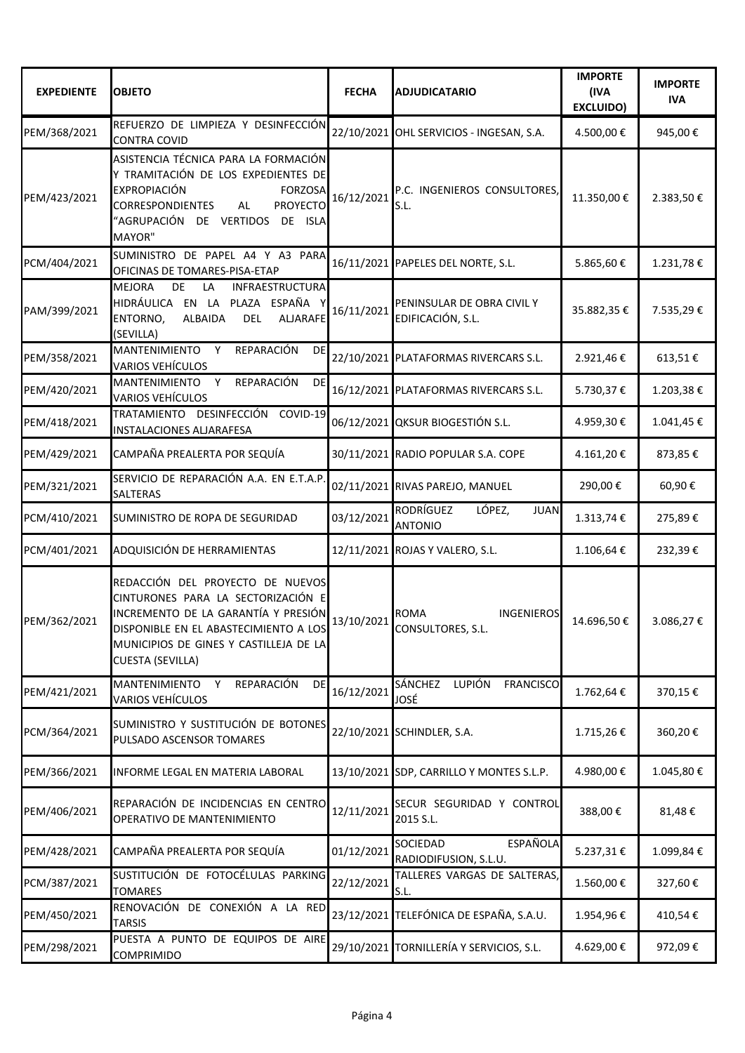| EXPEDIENTE | OBJETO | FECHA | ADJUDICATARIO | IMPORTE (IVA EXCLUIDO) | IMPORTE IVA |
|---|---|---|---|---|---|
| PEM/368/2021 | REFUERZO DE LIMPIEZA Y DESINFECCIÓN CONTRA COVID | 22/10/2021 | OHL SERVICIOS - INGESAN, S.A. | 4.500,00 € | 945,00 € |
| PEM/423/2021 | ASISTENCIA TÉCNICA PARA LA FORMACIÓN Y TRAMITACIÓN DE LOS EXPEDIENTES DE EXPROPIACIÓN FORZOSA CORRESPONDIENTES AL PROYECTO "AGRUPACIÓN DE VERTIDOS DE ISLA MAYOR" | 16/12/2021 | P.C. INGENIEROS CONSULTORES, S.L. | 11.350,00 € | 2.383,50 € |
| PCM/404/2021 | SUMINISTRO DE PAPEL A4 Y A3 PARA OFICINAS DE TOMARES-PISA-ETAP | 16/11/2021 | PAPELES DEL NORTE, S.L. | 5.865,60 € | 1.231,78 € |
| PAM/399/2021 | MEJORA DE LA INFRAESTRUCTURA HIDRÁULICA EN LA PLAZA ESPAÑA Y ENTORNO, ALBAIDA DEL ALJARAFE (SEVILLA) | 16/11/2021 | PENINSULAR DE OBRA CIVIL Y EDIFICACIÓN, S.L. | 35.882,35 € | 7.535,29 € |
| PEM/358/2021 | MANTENIMIENTO Y REPARACIÓN DE VARIOS VEHÍCULOS | 22/10/2021 | PLATAFORMAS RIVERCARS S.L. | 2.921,46 € | 613,51 € |
| PEM/420/2021 | MANTENIMIENTO Y REPARACIÓN DE VARIOS VEHÍCULOS | 16/12/2021 | PLATAFORMAS RIVERCARS S.L. | 5.730,37 € | 1.203,38 € |
| PEM/418/2021 | TRATAMIENTO DESINFECCIÓN COVID-19 INSTALACIONES ALJARAFESA | 06/12/2021 | QKSUR BIOGESTIÓN S.L. | 4.959,30 € | 1.041,45 € |
| PEM/429/2021 | CAMPAÑA PREALERTA POR SEQUÍA | 30/11/2021 | RADIO POPULAR S.A. COPE | 4.161,20 € | 873,85 € |
| PEM/321/2021 | SERVICIO DE REPARACIÓN A.A. EN E.T.A.P. SALTERAS | 02/11/2021 | RIVAS PAREJO, MANUEL | 290,00 € | 60,90 € |
| PCM/410/2021 | SUMINISTRO DE ROPA DE SEGURIDAD | 03/12/2021 | RODRÍGUEZ LÓPEZ, JUAN ANTONIO | 1.313,74 € | 275,89 € |
| PCM/401/2021 | ADQUISICIÓN DE HERRAMIENTAS | 12/11/2021 | ROJAS Y VALERO, S.L. | 1.106,64 € | 232,39 € |
| PEM/362/2021 | REDACCIÓN DEL PROYECTO DE NUEVOS CINTURONES PARA LA SECTORIZACIÓN E INCREMENTO DE LA GARANTÍA Y PRESIÓN DISPONIBLE EN EL ABASTECIMIENTO A LOS MUNICIPIOS DE GINES Y CASTILLEJA DE LA CUESTA (SEVILLA) | 13/10/2021 | ROMA INGENIEROS CONSULTORES, S.L. | 14.696,50 € | 3.086,27 € |
| PEM/421/2021 | MANTENIMIENTO Y REPARACIÓN DE VARIOS VEHÍCULOS | 16/12/2021 | SÁNCHEZ LUPIÓN FRANCISCO JOSÉ | 1.762,64 € | 370,15 € |
| PCM/364/2021 | SUMINISTRO Y SUSTITUCIÓN DE BOTONES PULSADO ASCENSOR TOMARES | 22/10/2021 | SCHINDLER, S.A. | 1.715,26 € | 360,20 € |
| PEM/366/2021 | INFORME LEGAL EN MATERIA LABORAL | 13/10/2021 | SDP, CARRILLO Y MONTES S.L.P. | 4.980,00 € | 1.045,80 € |
| PEM/406/2021 | REPARACIÓN DE INCIDENCIAS EN CENTRO OPERATIVO DE MANTENIMIENTO | 12/11/2021 | SECUR SEGURIDAD Y CONTROL 2015 S.L. | 388,00 € | 81,48 € |
| PEM/428/2021 | CAMPAÑA PREALERTA POR SEQUÍA | 01/12/2021 | SOCIEDAD ESPAÑOLA RADIODIFUSION, S.L.U. | 5.237,31 € | 1.099,84 € |
| PCM/387/2021 | SUSTITUCIÓN DE FOTOCÉLULAS PARKING TOMARES | 22/12/2021 | TALLERES VARGAS DE SALTERAS, S.L. | 1.560,00 € | 327,60 € |
| PEM/450/2021 | RENOVACIÓN DE CONEXIÓN A LA RED TARSIS | 23/12/2021 | TELEFÓNICA DE ESPAÑA, S.A.U. | 1.954,96 € | 410,54 € |
| PEM/298/2021 | PUESTA A PUNTO DE EQUIPOS DE AIRE COMPRIMIDO | 29/10/2021 | TORNILLERÍA Y SERVICIOS, S.L. | 4.629,00 € | 972,09 € |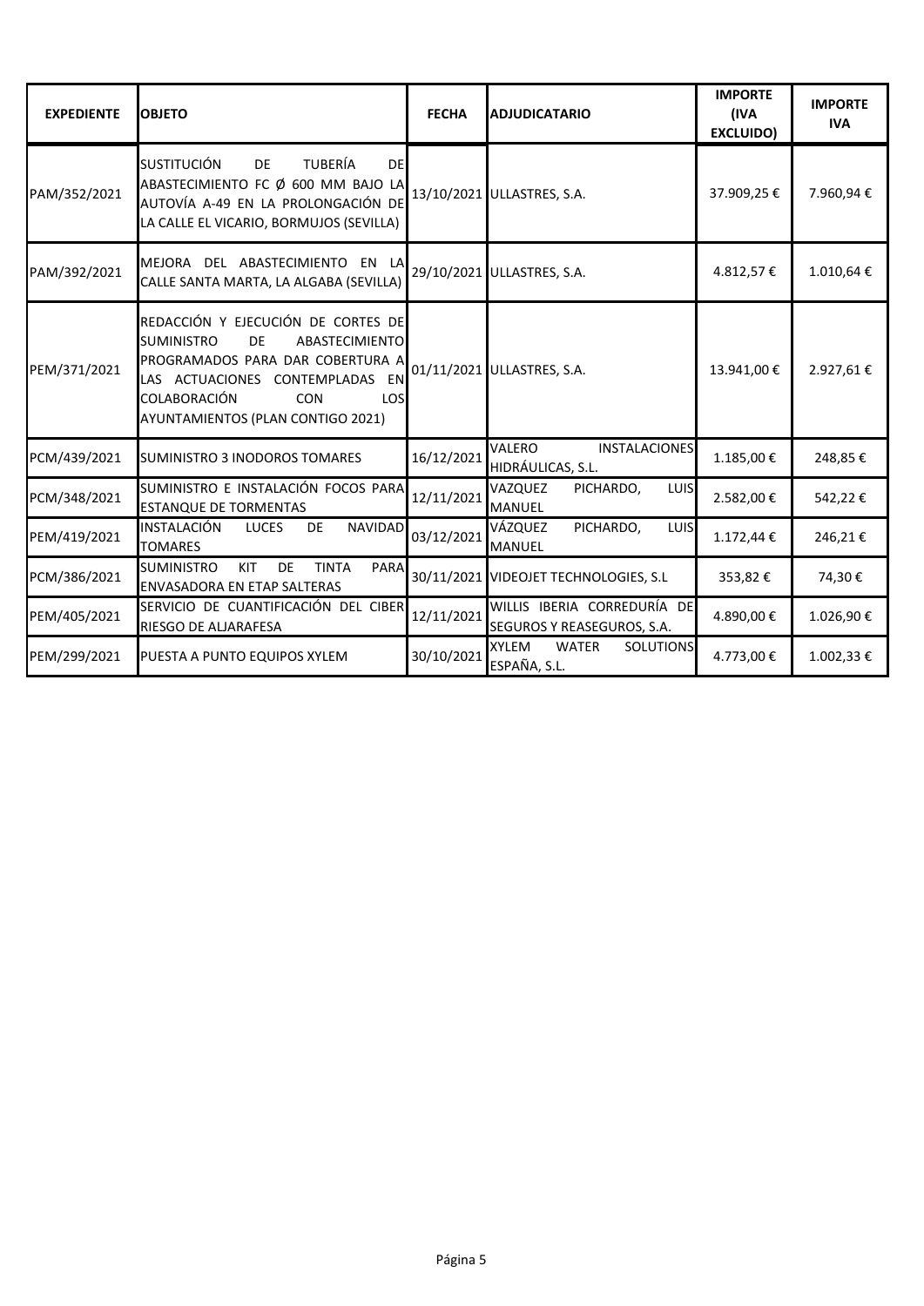| EXPEDIENTE | OBJETO | FECHA | ADJUDICATARIO | IMPORTE (IVA EXCLUIDO) | IMPORTE IVA |
|---|---|---|---|---|---|
| PAM/352/2021 | SUSTITUCIÓN DE TUBERÍA DE ABASTECIMIENTO FC Ø 600 MM BAJO LA AUTOVÍA A-49 EN LA PROLONGACIÓN DE LA CALLE EL VICARIO, BORMUJOS (SEVILLA) | 13/10/2021 | ULLASTRES, S.A. | 37.909,25 € | 7.960,94 € |
| PAM/392/2021 | MEJORA DEL ABASTECIMIENTO EN LA CALLE SANTA MARTA, LA ALGABA (SEVILLA) | 29/10/2021 | ULLASTRES, S.A. | 4.812,57 € | 1.010,64 € |
| PEM/371/2021 | REDACCIÓN Y EJECUCIÓN DE CORTES DE SUMINISTRO DE ABASTECIMIENTO PROGRAMADOS PARA DAR COBERTURA A LAS ACTUACIONES CONTEMPLADAS EN COLABORACIÓN CON LOS AYUNTAMIENTOS (PLAN CONTIGO 2021) | 01/11/2021 | ULLASTRES, S.A. | 13.941,00 € | 2.927,61 € |
| PCM/439/2021 | SUMINISTRO 3 INODOROS TOMARES | 16/12/2021 | VALERO INSTALACIONES HIDRÁULICAS, S.L. | 1.185,00 € | 248,85 € |
| PCM/348/2021 | SUMINISTRO E INSTALACIÓN FOCOS PARA ESTANQUE DE TORMENTAS | 12/11/2021 | VAZQUEZ PICHARDO, LUIS MANUEL | 2.582,00 € | 542,22 € |
| PEM/419/2021 | INSTALACIÓN LUCES DE NAVIDAD TOMARES | 03/12/2021 | VÁZQUEZ PICHARDO, LUIS MANUEL | 1.172,44 € | 246,21 € |
| PCM/386/2021 | SUMINISTRO KIT DE TINTA PARA ENVASADORA EN ETAP SALTERAS | 30/11/2021 | VIDEOJET TECHNOLOGIES, S.L | 353,82 € | 74,30 € |
| PEM/405/2021 | SERVICIO DE CUANTIFICACIÓN DEL CIBER RIESGO DE ALJARAFESA | 12/11/2021 | WILLIS IBERIA CORREDURÍA DE SEGUROS Y REASEGUROS, S.A. | 4.890,00 € | 1.026,90 € |
| PEM/299/2021 | PUESTA A PUNTO EQUIPOS XYLEM | 30/10/2021 | XYLEM WATER SOLUTIONS ESPAÑA, S.L. | 4.773,00 € | 1.002,33 € |